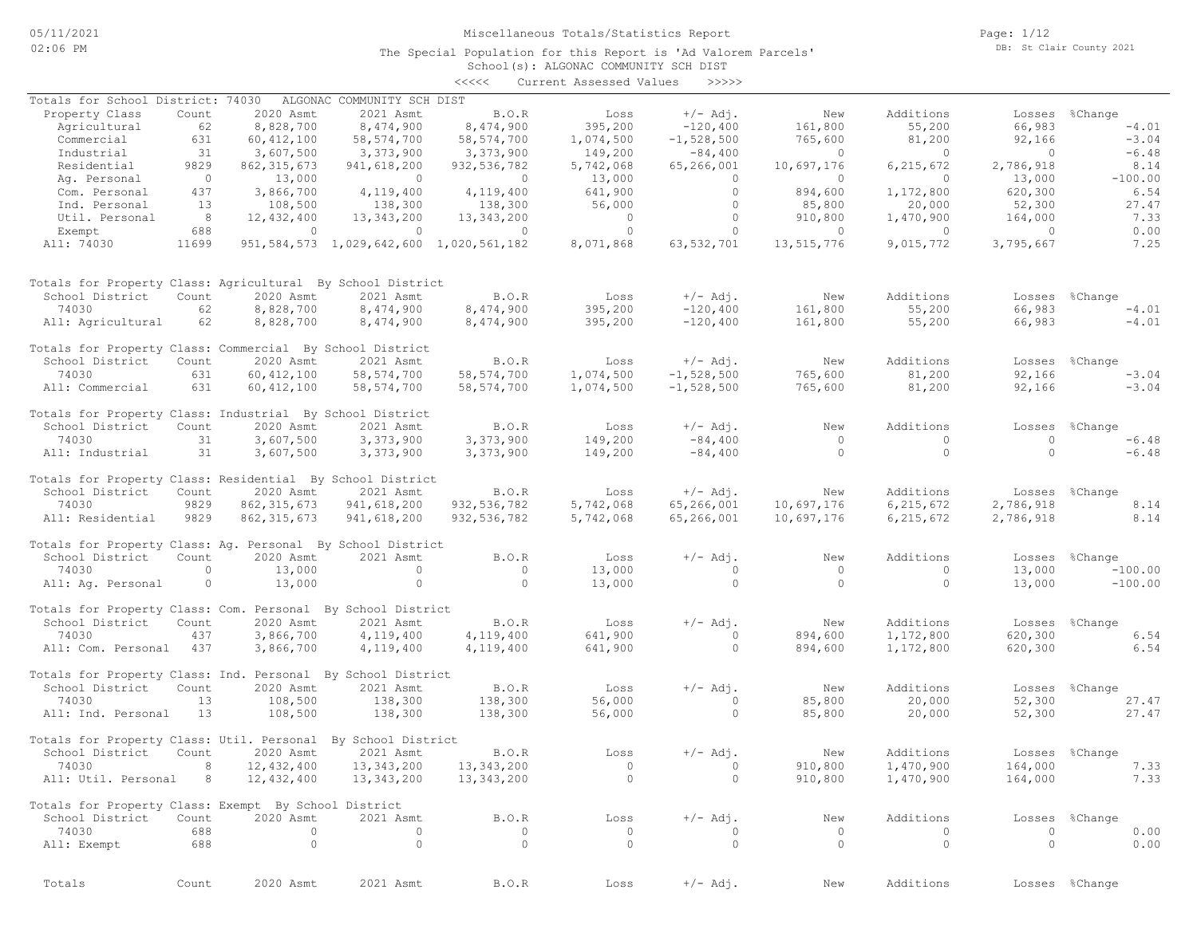# Miscellaneous Totals/Statistics Report

05/11/2021 02:06 PM

DB: St Clair County 2021

The Special Population for this Report is 'Ad Valorem Parcels'

School(s): ALGONAC COMMUNITY SCH DIST

<<<<< Current Assessed Values >>>>>

Totals for School District: 74030 ALGONAC COMMUNITY SCH DIST

| Property Class | Count | 2020 Asmt | 2021 Asmt | B.O.R | Loss | +/- Adj. | New | Additions | Losses | %Change |
|---|---|---|---|---|---|---|---|---|---|---|
| Agricultural | 62 | 8,828,700 | 8,474,900 | 8,474,900 | 395,200 | -120,400 | 161,800 | 55,200 | 66,983 | -4.01 |
| Commercial | 631 | 60,412,100 | 58,574,700 | 58,574,700 | 1,074,500 | -1,528,500 | 765,600 | 81,200 | 92,166 | -3.04 |
| Industrial | 31 | 3,607,500 | 3,373,900 | 3,373,900 | 149,200 | -84,400 | 0 | 0 | 0 | -6.48 |
| Residential | 9829 | 862,315,673 | 941,618,200 | 932,536,782 | 5,742,068 | 65,266,001 | 10,697,176 | 6,215,672 | 2,786,918 | 8.14 |
| Ag. Personal | 0 | 13,000 | 0 | 0 | 13,000 | 0 | 0 | 0 | 13,000 | -100.00 |
| Com. Personal | 437 | 3,866,700 | 4,119,400 | 4,119,400 | 641,900 | 0 | 894,600 | 1,172,800 | 620,300 | 6.54 |
| Ind. Personal | 13 | 108,500 | 138,300 | 138,300 | 56,000 | 0 | 85,800 | 20,000 | 52,300 | 27.47 |
| Util. Personal | 8 | 12,432,400 | 13,343,200 | 13,343,200 | 0 | 0 | 910,800 | 1,470,900 | 164,000 | 7.33 |
| Exempt | 688 | 0 | 0 | 0 | 0 | 0 | 0 | 0 | 0 | 0.00 |
| All: 74030 | 11699 | 951,584,573 | 1,029,642,600 | 1,020,561,182 | 8,071,868 | 63,532,701 | 13,515,776 | 9,015,772 | 3,795,667 | 7.25 |

Totals for Property Class: Agricultural By School District

| School District | Count | 2020 Asmt | 2021 Asmt | B.O.R | Loss | +/- Adj. | New | Additions | Losses | %Change |
|---|---|---|---|---|---|---|---|---|---|---|
| 74030 | 62 | 8,828,700 | 8,474,900 | 8,474,900 | 395,200 | -120,400 | 161,800 | 55,200 | 66,983 | -4.01 |
| All: Agricultural | 62 | 8,828,700 | 8,474,900 | 8,474,900 | 395,200 | -120,400 | 161,800 | 55,200 | 66,983 | -4.01 |

Totals for Property Class: Commercial By School District

| School District | Count | 2020 Asmt | 2021 Asmt | B.O.R | Loss | +/- Adj. | New | Additions | Losses | %Change |
|---|---|---|---|---|---|---|---|---|---|---|
| 74030 | 631 | 60,412,100 | 58,574,700 | 58,574,700 | 1,074,500 | -1,528,500 | 765,600 | 81,200 | 92,166 | -3.04 |
| All: Commercial | 631 | 60,412,100 | 58,574,700 | 58,574,700 | 1,074,500 | -1,528,500 | 765,600 | 81,200 | 92,166 | -3.04 |

Totals for Property Class: Industrial By School District

| School District | Count | 2020 Asmt | 2021 Asmt | B.O.R | Loss | +/- Adj. | New | Additions | Losses | %Change |
|---|---|---|---|---|---|---|---|---|---|---|
| 74030 | 31 | 3,607,500 | 3,373,900 | 3,373,900 | 149,200 | -84,400 | 0 | 0 | 0 | -6.48 |
| All: Industrial | 31 | 3,607,500 | 3,373,900 | 3,373,900 | 149,200 | -84,400 | 0 | 0 | 0 | -6.48 |

Totals for Property Class: Residential By School District

| School District | Count | 2020 Asmt | 2021 Asmt | B.O.R | Loss | +/- Adj. | New | Additions | Losses | %Change |
|---|---|---|---|---|---|---|---|---|---|---|
| 74030 | 9829 | 862,315,673 | 941,618,200 | 932,536,782 | 5,742,068 | 65,266,001 | 10,697,176 | 6,215,672 | 2,786,918 | 8.14 |
| All: Residential | 9829 | 862,315,673 | 941,618,200 | 932,536,782 | 5,742,068 | 65,266,001 | 10,697,176 | 6,215,672 | 2,786,918 | 8.14 |

Totals for Property Class: Ag. Personal By School District

| School District | Count | 2020 Asmt | 2021 Asmt | B.O.R | Loss | +/- Adj. | New | Additions | Losses | %Change |
|---|---|---|---|---|---|---|---|---|---|---|
| 74030 | 0 | 13,000 | 0 | 0 | 13,000 | 0 | 0 | 0 | 13,000 | -100.00 |
| All: Ag. Personal | 0 | 13,000 | 0 | 0 | 13,000 | 0 | 0 | 0 | 13,000 | -100.00 |

Totals for Property Class: Com. Personal By School District

| School District | Count | 2020 Asmt | 2021 Asmt | B.O.R | Loss | +/- Adj. | New | Additions | Losses | %Change |
|---|---|---|---|---|---|---|---|---|---|---|
| 74030 | 437 | 3,866,700 | 4,119,400 | 4,119,400 | 641,900 | 0 | 894,600 | 1,172,800 | 620,300 | 6.54 |
| All: Com. Personal | 437 | 3,866,700 | 4,119,400 | 4,119,400 | 641,900 | 0 | 894,600 | 1,172,800 | 620,300 | 6.54 |

Totals for Property Class: Ind. Personal By School District

| School District | Count | 2020 Asmt | 2021 Asmt | B.O.R | Loss | +/- Adj. | New | Additions | Losses | %Change |
|---|---|---|---|---|---|---|---|---|---|---|
| 74030 | 13 | 108,500 | 138,300 | 138,300 | 56,000 | 0 | 85,800 | 20,000 | 52,300 | 27.47 |
| All: Ind. Personal | 13 | 108,500 | 138,300 | 138,300 | 56,000 | 0 | 85,800 | 20,000 | 52,300 | 27.47 |

Totals for Property Class: Util. Personal By School District

| School District | Count | 2020 Asmt | 2021 Asmt | B.O.R | Loss | +/- Adj. | New | Additions | Losses | %Change |
|---|---|---|---|---|---|---|---|---|---|---|
| 74030 | 8 | 12,432,400 | 13,343,200 | 13,343,200 | 0 | 0 | 910,800 | 1,470,900 | 164,000 | 7.33 |
| All: Util. Personal | 8 | 12,432,400 | 13,343,200 | 13,343,200 | 0 | 0 | 910,800 | 1,470,900 | 164,000 | 7.33 |

Totals for Property Class: Exempt By School District

| School District | Count | 2020 Asmt | 2021 Asmt | B.O.R | Loss | +/- Adj. | New | Additions | Losses | %Change |
|---|---|---|---|---|---|---|---|---|---|---|
| 74030 | 688 | 0 | 0 | 0 | 0 | 0 | 0 | 0 | 0 | 0.00 |
| All: Exempt | 688 | 0 | 0 | 0 | 0 | 0 | 0 | 0 | 0 | 0.00 |

| Totals | Count | 2020 Asmt | 2021 Asmt | B.O.R | Loss | +/- Adj. | New | Additions | Losses | %Change |
|---|---|---|---|---|---|---|---|---|---|---|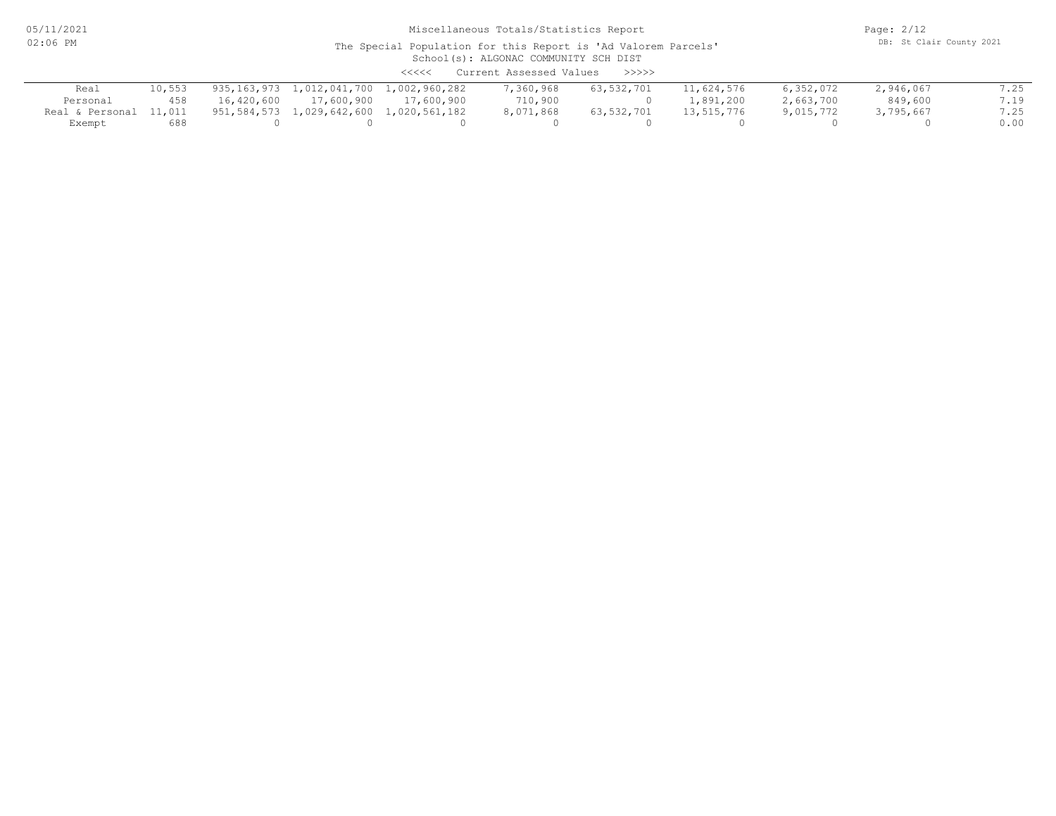Miscellaneous Totals/Statistics Report

The Special Population for this Report is 'Ad Valorem Parcels'

School(s): ALGONAC COMMUNITY SCH DIST

<<<<< Current Assessed Values >>>>>

| | | | | | | | | | | |
|---|---|---|---|---|---|---|---|---|---|---|
| Real | 10,553 | 935,163,973 | 1,012,041,700 | 1,002,960,282 | 7,360,968 | 63,532,701 | 11,624,576 | 6,352,072 | 2,946,067 | 7.25 |
| Personal | 458 | 16,420,600 | 17,600,900 | 17,600,900 | 710,900 | 0 | 1,891,200 | 2,663,700 | 849,600 | 7.19 |
| Real & Personal | 11,011 | 951,584,573 | 1,029,642,600 | 1,020,561,182 | 8,071,868 | 63,532,701 | 13,515,776 | 9,015,772 | 3,795,667 | 7.25 |
| Exempt | 688 | 0 | 0 | 0 | 0 | 0 | 0 | 0 | 0 | 0.00 |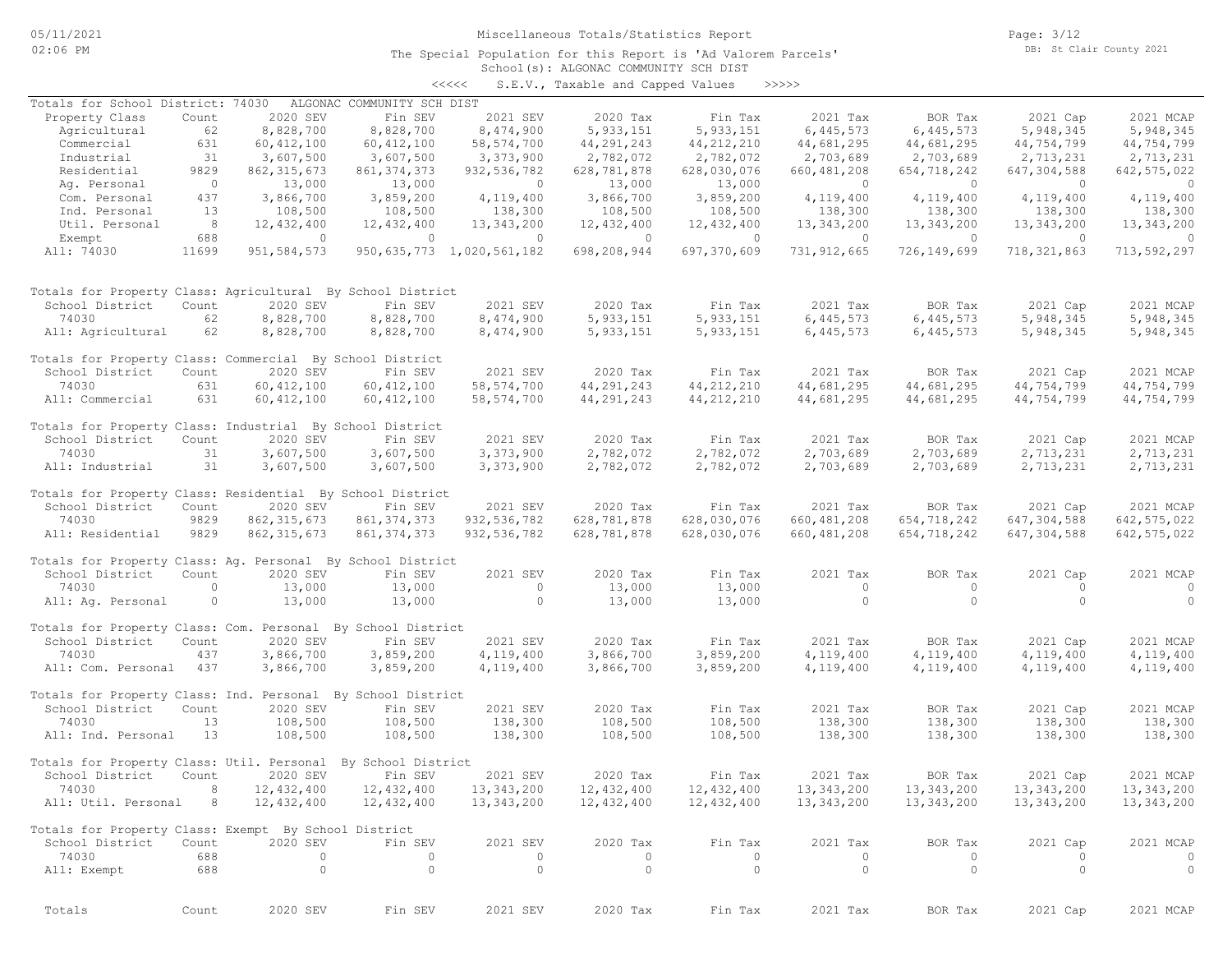Miscellaneous Totals/Statistics Report

The Special Population for this Report is 'Ad Valorem Parcels'

School(s): ALGONAC COMMUNITY SCH DIST

<<<<< S.E.V., Taxable and Capped Values >>>>>

Totals for School District: 74030 ALGONAC COMMUNITY SCH DIST

| Property Class | Count | 2020 SEV | Fin SEV | 2021 SEV | 2020 Tax | Fin Tax | 2021 Tax | BOR Tax | 2021 Cap | 2021 MCAP |
|---|---|---|---|---|---|---|---|---|---|---|
| Agricultural | 62 | 8,828,700 | 8,828,700 | 8,474,900 | 5,933,151 | 5,933,151 | 6,445,573 | 6,445,573 | 5,948,345 | 5,948,345 |
| Commercial | 631 | 60,412,100 | 60,412,100 | 58,574,700 | 44,291,243 | 44,212,210 | 44,681,295 | 44,681,295 | 44,754,799 | 44,754,799 |
| Industrial | 31 | 3,607,500 | 3,607,500 | 3,373,900 | 2,782,072 | 2,782,072 | 2,703,689 | 2,703,689 | 2,713,231 | 2,713,231 |
| Residential | 9829 | 862,315,673 | 861,374,373 | 932,536,782 | 628,781,878 | 628,030,076 | 660,481,208 | 654,718,242 | 647,304,588 | 642,575,022 |
| Ag. Personal | 0 | 13,000 | 13,000 | 0 | 13,000 | 13,000 | 0 | 0 | 0 | 0 |
| Com. Personal | 437 | 3,866,700 | 3,859,200 | 4,119,400 | 3,866,700 | 3,859,200 | 4,119,400 | 4,119,400 | 4,119,400 | 4,119,400 |
| Ind. Personal | 13 | 108,500 | 108,500 | 138,300 | 108,500 | 108,500 | 138,300 | 138,300 | 138,300 | 138,300 |
| Util. Personal | 8 | 12,432,400 | 12,432,400 | 13,343,200 | 12,432,400 | 12,432,400 | 13,343,200 | 13,343,200 | 13,343,200 | 13,343,200 |
| Exempt | 688 | 0 | 0 | 0 | 0 | 0 | 0 | 0 | 0 | 0 |
| All: 74030 | 11699 | 951,584,573 | 950,635,773 | 1,020,561,182 | 698,208,944 | 697,370,609 | 731,912,665 | 726,149,699 | 718,321,863 | 713,592,297 |

Totals for Property Class: Agricultural By School District

| School District | Count | 2020 SEV | Fin SEV | 2021 SEV | 2020 Tax | Fin Tax | 2021 Tax | BOR Tax | 2021 Cap | 2021 MCAP |
|---|---|---|---|---|---|---|---|---|---|---|
| 74030 | 62 | 8,828,700 | 8,828,700 | 8,474,900 | 5,933,151 | 5,933,151 | 6,445,573 | 6,445,573 | 5,948,345 | 5,948,345 |
| All: Agricultural | 62 | 8,828,700 | 8,828,700 | 8,474,900 | 5,933,151 | 5,933,151 | 6,445,573 | 6,445,573 | 5,948,345 | 5,948,345 |

Totals for Property Class: Commercial By School District

| School District | Count | 2020 SEV | Fin SEV | 2021 SEV | 2020 Tax | Fin Tax | 2021 Tax | BOR Tax | 2021 Cap | 2021 MCAP |
|---|---|---|---|---|---|---|---|---|---|---|
| 74030 | 631 | 60,412,100 | 60,412,100 | 58,574,700 | 44,291,243 | 44,212,210 | 44,681,295 | 44,681,295 | 44,754,799 | 44,754,799 |
| All: Commercial | 631 | 60,412,100 | 60,412,100 | 58,574,700 | 44,291,243 | 44,212,210 | 44,681,295 | 44,681,295 | 44,754,799 | 44,754,799 |

Totals for Property Class: Industrial By School District

| School District | Count | 2020 SEV | Fin SEV | 2021 SEV | 2020 Tax | Fin Tax | 2021 Tax | BOR Tax | 2021 Cap | 2021 MCAP |
|---|---|---|---|---|---|---|---|---|---|---|
| 74030 | 31 | 3,607,500 | 3,607,500 | 3,373,900 | 2,782,072 | 2,782,072 | 2,703,689 | 2,703,689 | 2,713,231 | 2,713,231 |
| All: Industrial | 31 | 3,607,500 | 3,607,500 | 3,373,900 | 2,782,072 | 2,782,072 | 2,703,689 | 2,703,689 | 2,713,231 | 2,713,231 |

Totals for Property Class: Residential By School District

| School District | Count | 2020 SEV | Fin SEV | 2021 SEV | 2020 Tax | Fin Tax | 2021 Tax | BOR Tax | 2021 Cap | 2021 MCAP |
|---|---|---|---|---|---|---|---|---|---|---|
| 74030 | 9829 | 862,315,673 | 861,374,373 | 932,536,782 | 628,781,878 | 628,030,076 | 660,481,208 | 654,718,242 | 647,304,588 | 642,575,022 |
| All: Residential | 9829 | 862,315,673 | 861,374,373 | 932,536,782 | 628,781,878 | 628,030,076 | 660,481,208 | 654,718,242 | 647,304,588 | 642,575,022 |

Totals for Property Class: Ag. Personal By School District

| School District | Count | 2020 SEV | Fin SEV | 2021 SEV | 2020 Tax | Fin Tax | 2021 Tax | BOR Tax | 2021 Cap | 2021 MCAP |
|---|---|---|---|---|---|---|---|---|---|---|
| 74030 | 0 | 13,000 | 13,000 | 0 | 13,000 | 13,000 | 0 | 0 | 0 | 0 |
| All: Ag. Personal | 0 | 13,000 | 13,000 | 0 | 13,000 | 13,000 | 0 | 0 | 0 | 0 |

Totals for Property Class: Com. Personal By School District

| School District | Count | 2020 SEV | Fin SEV | 2021 SEV | 2020 Tax | Fin Tax | 2021 Tax | BOR Tax | 2021 Cap | 2021 MCAP |
|---|---|---|---|---|---|---|---|---|---|---|
| 74030 | 437 | 3,866,700 | 3,859,200 | 4,119,400 | 3,866,700 | 3,859,200 | 4,119,400 | 4,119,400 | 4,119,400 | 4,119,400 |
| All: Com. Personal | 437 | 3,866,700 | 3,859,200 | 4,119,400 | 3,866,700 | 3,859,200 | 4,119,400 | 4,119,400 | 4,119,400 | 4,119,400 |

Totals for Property Class: Ind. Personal By School District

| School District | Count | 2020 SEV | Fin SEV | 2021 SEV | 2020 Tax | Fin Tax | 2021 Tax | BOR Tax | 2021 Cap | 2021 MCAP |
|---|---|---|---|---|---|---|---|---|---|---|
| 74030 | 13 | 108,500 | 108,500 | 138,300 | 108,500 | 108,500 | 138,300 | 138,300 | 138,300 | 138,300 |
| All: Ind. Personal | 13 | 108,500 | 108,500 | 138,300 | 108,500 | 108,500 | 138,300 | 138,300 | 138,300 | 138,300 |

Totals for Property Class: Util. Personal By School District

| School District | Count | 2020 SEV | Fin SEV | 2021 SEV | 2020 Tax | Fin Tax | 2021 Tax | BOR Tax | 2021 Cap | 2021 MCAP |
|---|---|---|---|---|---|---|---|---|---|---|
| 74030 | 8 | 12,432,400 | 12,432,400 | 13,343,200 | 12,432,400 | 12,432,400 | 13,343,200 | 13,343,200 | 13,343,200 | 13,343,200 |
| All: Util. Personal | 8 | 12,432,400 | 12,432,400 | 13,343,200 | 12,432,400 | 12,432,400 | 13,343,200 | 13,343,200 | 13,343,200 | 13,343,200 |

Totals for Property Class: Exempt By School District

| School District | Count | 2020 SEV | Fin SEV | 2021 SEV | 2020 Tax | Fin Tax | 2021 Tax | BOR Tax | 2021 Cap | 2021 MCAP |
|---|---|---|---|---|---|---|---|---|---|---|
| 74030 | 688 | 0 | 0 | 0 | 0 | 0 | 0 | 0 | 0 | 0 |
| All: Exempt | 688 | 0 | 0 | 0 | 0 | 0 | 0 | 0 | 0 | 0 |

| Totals | Count | 2020 SEV | Fin SEV | 2021 SEV | 2020 Tax | Fin Tax | 2021 Tax | BOR Tax | 2021 Cap | 2021 MCAP |
|---|---|---|---|---|---|---|---|---|---|---|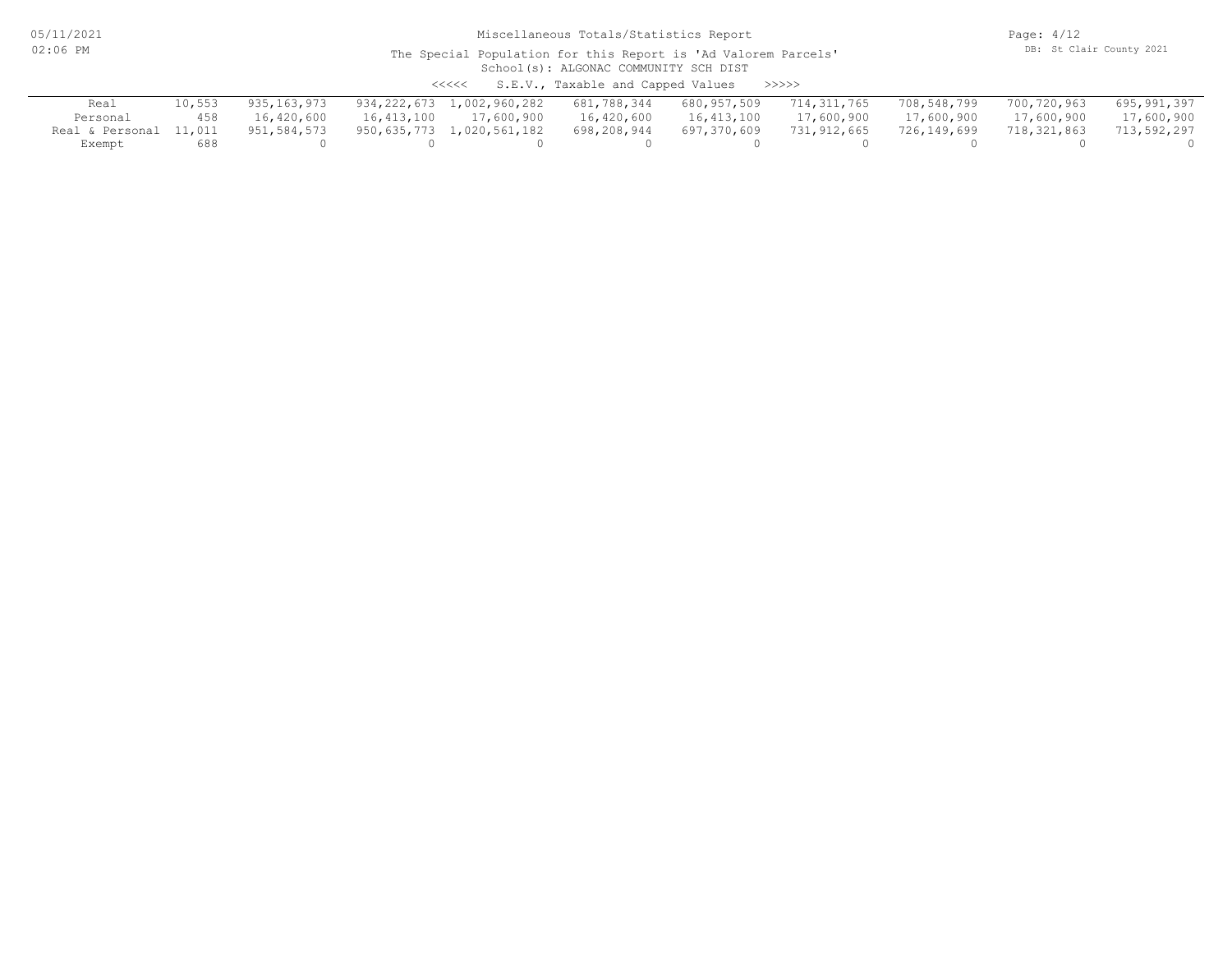# Miscellaneous Totals/Statistics Report

The Special Population for this Report is 'Ad Valorem Parcels'

School(s): ALGONAC COMMUNITY SCH DIST

<<<<< S.E.V., Taxable and Capped Values >>>>>

| | | | | | | | | | | |
|---|---|---|---|---|---|---|---|---|---|---|
| Real | 10,553 | 935,163,973 | 934,222,673 | 1,002,960,282 | 681,788,344 | 680,957,509 | 714,311,765 | 708,548,799 | 700,720,963 | 695,991,397 |
| Personal | 458 | 16,420,600 | 16,413,100 | 17,600,900 | 16,420,600 | 16,413,100 | 17,600,900 | 17,600,900 | 17,600,900 | 17,600,900 |
| Real & Personal | 11,011 | 951,584,573 | 950,635,773 | 1,020,561,182 | 698,208,944 | 697,370,609 | 731,912,665 | 726,149,699 | 718,321,863 | 713,592,297 |
| Exempt | 688 | 0 | 0 | 0 | 0 | 0 | 0 | 0 | 0 | 0 |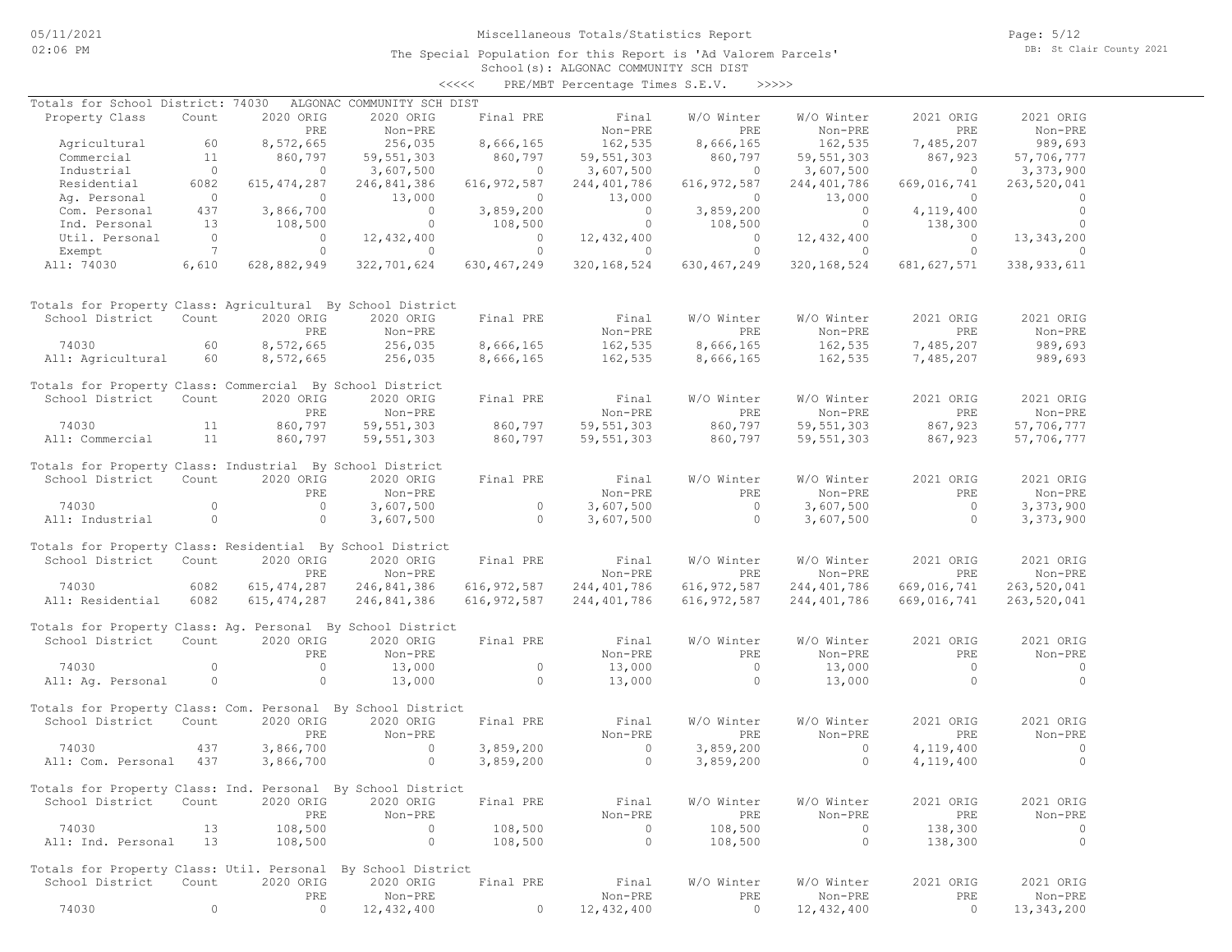Miscellaneous Totals/Statistics Report

The Special Population for this Report is 'Ad Valorem Parcels'

School(s): ALGONAC COMMUNITY SCH DIST

<<<<< PRE/MBT Percentage Times S.E.V. >>>>>

Totals for School District: 74030 ALGONAC COMMUNITY SCH DIST

| Property Class | Count | 2020 ORIG PRE | 2020 ORIG Non-PRE | Final PRE | Final Non-PRE | W/O Winter PRE | W/O Winter Non-PRE | 2021 ORIG PRE | 2021 ORIG Non-PRE |
|---|---|---|---|---|---|---|---|---|---|
| Agricultural | 60 | 8,572,665 | 256,035 | 8,666,165 | 162,535 | 8,666,165 | 162,535 | 7,485,207 | 989,693 |
| Commercial | 11 | 860,797 | 59,551,303 | 860,797 | 59,551,303 | 860,797 | 59,551,303 | 867,923 | 57,706,777 |
| Industrial | 0 | 0 | 3,607,500 | 0 | 3,607,500 | 0 | 3,607,500 | 0 | 3,373,900 |
| Residential | 6082 | 615,474,287 | 246,841,386 | 616,972,587 | 244,401,786 | 616,972,587 | 244,401,786 | 669,016,741 | 263,520,041 |
| Ag. Personal | 0 | 0 | 13,000 | 0 | 13,000 | 0 | 13,000 | 0 | 0 |
| Com. Personal | 437 | 3,866,700 | 0 | 3,859,200 | 0 | 3,859,200 | 0 | 4,119,400 | 0 |
| Ind. Personal | 13 | 108,500 | 0 | 108,500 | 0 | 108,500 | 0 | 138,300 | 0 |
| Util. Personal | 0 | 0 | 12,432,400 | 0 | 12,432,400 | 0 | 12,432,400 | 0 | 13,343,200 |
| Exempt | 7 | 0 | 0 | 0 | 0 | 0 | 0 | 0 | 0 |
| All: 74030 | 6,610 | 628,882,949 | 322,701,624 | 630,467,249 | 320,168,524 | 630,467,249 | 320,168,524 | 681,627,571 | 338,933,611 |

Totals for Property Class: Agricultural By School District

| School District | Count | 2020 ORIG PRE | 2020 ORIG Non-PRE | Final PRE | Final Non-PRE | W/O Winter PRE | W/O Winter Non-PRE | 2021 ORIG PRE | 2021 ORIG Non-PRE |
|---|---|---|---|---|---|---|---|---|---|
| 74030 | 60 | 8,572,665 | 256,035 | 8,666,165 | 162,535 | 8,666,165 | 162,535 | 7,485,207 | 989,693 |
| All: Agricultural | 60 | 8,572,665 | 256,035 | 8,666,165 | 162,535 | 8,666,165 | 162,535 | 7,485,207 | 989,693 |

Totals for Property Class: Commercial By School District

| School District | Count | 2020 ORIG PRE | 2020 ORIG Non-PRE | Final PRE | Final Non-PRE | W/O Winter PRE | W/O Winter Non-PRE | 2021 ORIG PRE | 2021 ORIG Non-PRE |
|---|---|---|---|---|---|---|---|---|---|
| 74030 | 11 | 860,797 | 59,551,303 | 860,797 | 59,551,303 | 860,797 | 59,551,303 | 867,923 | 57,706,777 |
| All: Commercial | 11 | 860,797 | 59,551,303 | 860,797 | 59,551,303 | 860,797 | 59,551,303 | 867,923 | 57,706,777 |

Totals for Property Class: Industrial By School District

| School District | Count | 2020 ORIG PRE | 2020 ORIG Non-PRE | Final PRE | Final Non-PRE | W/O Winter PRE | W/O Winter Non-PRE | 2021 ORIG PRE | 2021 ORIG Non-PRE |
|---|---|---|---|---|---|---|---|---|---|
| 74030 | 0 | 0 | 3,607,500 | 0 | 3,607,500 | 0 | 3,607,500 | 0 | 3,373,900 |
| All: Industrial | 0 | 0 | 3,607,500 | 0 | 3,607,500 | 0 | 3,607,500 | 0 | 3,373,900 |

Totals for Property Class: Residential By School District

| School District | Count | 2020 ORIG PRE | 2020 ORIG Non-PRE | Final PRE | Final Non-PRE | W/O Winter PRE | W/O Winter Non-PRE | 2021 ORIG PRE | 2021 ORIG Non-PRE |
|---|---|---|---|---|---|---|---|---|---|
| 74030 | 6082 | 615,474,287 | 246,841,386 | 616,972,587 | 244,401,786 | 616,972,587 | 244,401,786 | 669,016,741 | 263,520,041 |
| All: Residential | 6082 | 615,474,287 | 246,841,386 | 616,972,587 | 244,401,786 | 616,972,587 | 244,401,786 | 669,016,741 | 263,520,041 |

Totals for Property Class: Ag. Personal By School District

| School District | Count | 2020 ORIG PRE | 2020 ORIG Non-PRE | Final PRE | Final Non-PRE | W/O Winter PRE | W/O Winter Non-PRE | 2021 ORIG PRE | 2021 ORIG Non-PRE |
|---|---|---|---|---|---|---|---|---|---|
| 74030 | 0 | 0 | 13,000 | 0 | 13,000 | 0 | 13,000 | 0 | 0 |
| All: Ag. Personal | 0 | 0 | 13,000 | 0 | 13,000 | 0 | 13,000 | 0 | 0 |

Totals for Property Class: Com. Personal By School District

| School District | Count | 2020 ORIG PRE | 2020 ORIG Non-PRE | Final PRE | Final Non-PRE | W/O Winter PRE | W/O Winter Non-PRE | 2021 ORIG PRE | 2021 ORIG Non-PRE |
|---|---|---|---|---|---|---|---|---|---|
| 74030 | 437 | 3,866,700 | 0 | 3,859,200 | 0 | 3,859,200 | 0 | 4,119,400 | 0 |
| All: Com. Personal | 437 | 3,866,700 | 0 | 3,859,200 | 0 | 3,859,200 | 0 | 4,119,400 | 0 |

Totals for Property Class: Ind. Personal By School District

| School District | Count | 2020 ORIG PRE | 2020 ORIG Non-PRE | Final PRE | Final Non-PRE | W/O Winter PRE | W/O Winter Non-PRE | 2021 ORIG PRE | 2021 ORIG Non-PRE |
|---|---|---|---|---|---|---|---|---|---|
| 74030 | 13 | 108,500 | 0 | 108,500 | 0 | 108,500 | 0 | 138,300 | 0 |
| All: Ind. Personal | 13 | 108,500 | 0 | 108,500 | 0 | 108,500 | 0 | 138,300 | 0 |

Totals for Property Class: Util. Personal By School District

| School District | Count | 2020 ORIG PRE | 2020 ORIG Non-PRE | Final PRE | Final Non-PRE | W/O Winter PRE | W/O Winter Non-PRE | 2021 ORIG PRE | 2021 ORIG Non-PRE |
|---|---|---|---|---|---|---|---|---|---|
| 74030 | 0 | 0 | 12,432,400 | 0 | 12,432,400 | 0 | 12,432,400 | 0 | 13,343,200 |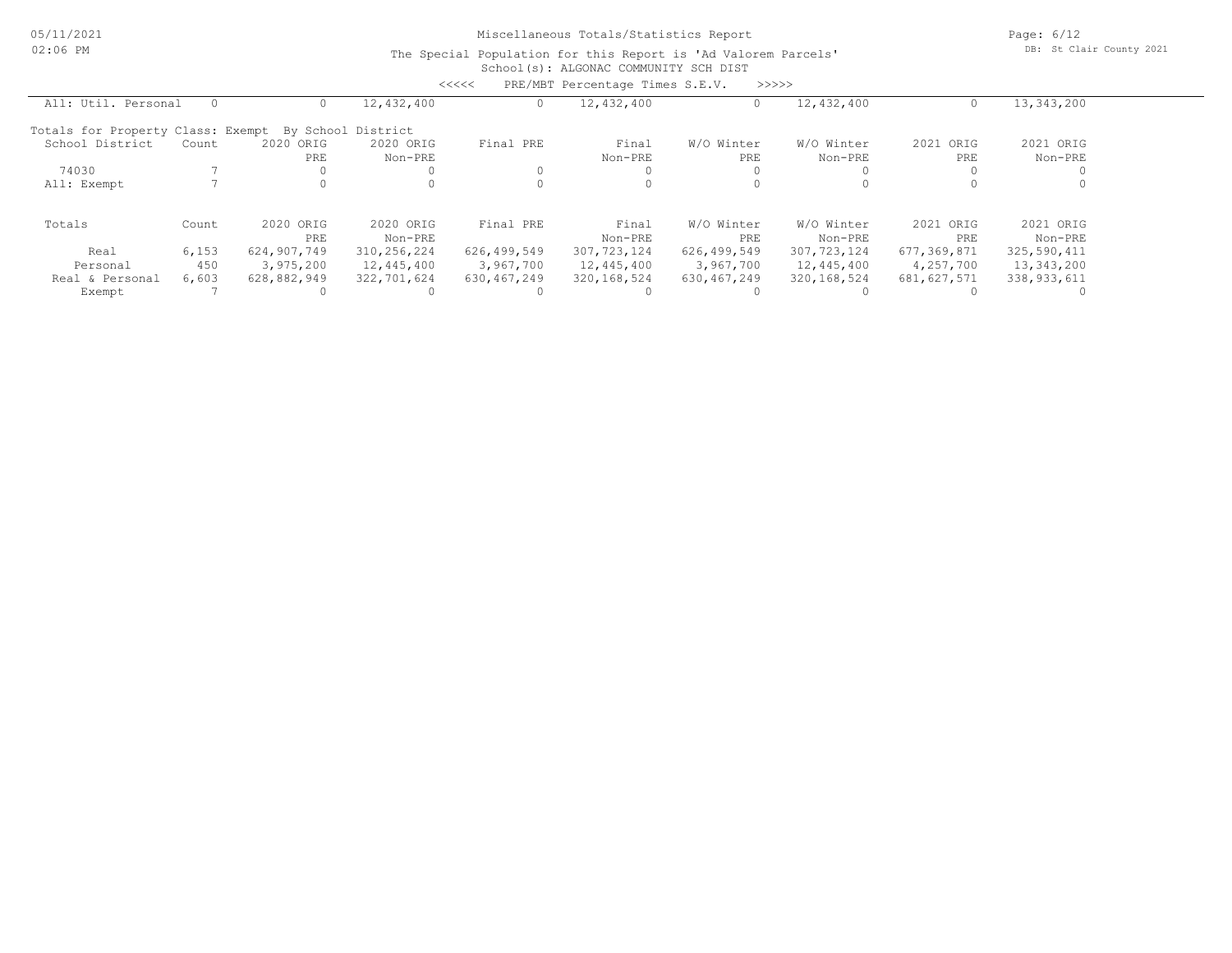Miscellaneous Totals/Statistics Report

The Special Population for this Report is 'Ad Valorem Parcels'

School(s): ALGONAC COMMUNITY SCH DIST

<<<<< PRE/MBT Percentage Times S.E.V. >>>>>

| All: Util. Personal | 0 | 0 | 12,432,400 | 0 | 12,432,400 | 0 | 12,432,400 | 0 | 13,343,200 |
|---|---|---|---|---|---|---|---|---|---|

Totals for Property Class: Exempt By School District

| School District | Count | 2020 ORIG PRE | 2020 ORIG Non-PRE | Final PRE | Final Non-PRE | W/O Winter PRE | W/O Winter Non-PRE | 2021 ORIG PRE | 2021 ORIG Non-PRE |
|---|---|---|---|---|---|---|---|---|---|
| 74030 | 7 | 0 | 0 | 0 | 0 | 0 | 0 | 0 | 0 |
| All: Exempt | 7 | 0 | 0 | 0 | 0 | 0 | 0 | 0 | 0 |

| Totals | Count | 2020 ORIG PRE | 2020 ORIG Non-PRE | Final PRE | Final Non-PRE | W/O Winter PRE | W/O Winter Non-PRE | 2021 ORIG PRE | 2021 ORIG Non-PRE |
|---|---|---|---|---|---|---|---|---|---|
| Real | 6,153 | 624,907,749 | 310,256,224 | 626,499,549 | 307,723,124 | 626,499,549 | 307,723,124 | 677,369,871 | 325,590,411 |
| Personal | 450 | 3,975,200 | 12,445,400 | 3,967,700 | 12,445,400 | 3,967,700 | 12,445,400 | 4,257,700 | 13,343,200 |
| Real & Personal | 6,603 | 628,882,949 | 322,701,624 | 630,467,249 | 320,168,524 | 630,467,249 | 320,168,524 | 681,627,571 | 338,933,611 |
| Exempt | 7 | 0 | 0 | 0 | 0 | 0 | 0 | 0 | 0 |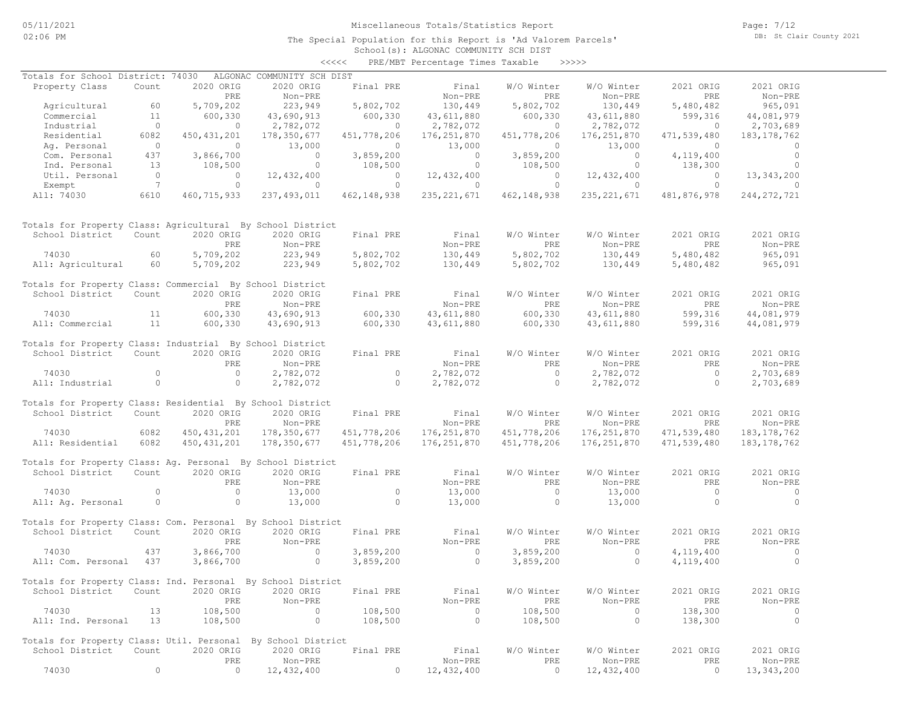Miscellaneous Totals/Statistics Report

The Special Population for this Report is 'Ad Valorem Parcels'

School(s): ALGONAC COMMUNITY SCH DIST

<<<<< PRE/MBT Percentage Times Taxable >>>>>

Totals for School District: 74030 ALGONAC COMMUNITY SCH DIST

| Property Class | Count | 2020 ORIG PRE | 2020 ORIG Non-PRE | Final PRE | Final Non-PRE | W/O Winter PRE | W/O Winter Non-PRE | 2021 ORIG PRE | 2021 ORIG Non-PRE |
|---|---|---|---|---|---|---|---|---|---|
| Agricultural | 60 | 5,709,202 | 223,949 | 5,802,702 | 130,449 | 5,802,702 | 130,449 | 5,480,482 | 965,091 |
| Commercial | 11 | 600,330 | 43,690,913 | 600,330 | 43,611,880 | 600,330 | 43,611,880 | 599,316 | 44,081,979 |
| Industrial | 0 | 0 | 2,782,072 | 0 | 2,782,072 | 0 | 2,782,072 | 0 | 2,703,689 |
| Residential | 6082 | 450,431,201 | 178,350,677 | 451,778,206 | 176,251,870 | 451,778,206 | 176,251,870 | 471,539,480 | 183,178,762 |
| Ag. Personal | 0 | 0 | 13,000 | 0 | 13,000 | 0 | 13,000 | 0 | 0 |
| Com. Personal | 437 | 3,866,700 | 0 | 3,859,200 | 0 | 3,859,200 | 0 | 4,119,400 | 0 |
| Ind. Personal | 13 | 108,500 | 0 | 108,500 | 0 | 108,500 | 0 | 138,300 | 0 |
| Util. Personal | 0 | 0 | 12,432,400 | 0 | 12,432,400 | 0 | 12,432,400 | 0 | 13,343,200 |
| Exempt | 7 | 0 | 0 | 0 | 0 | 0 | 0 | 0 | 0 |
| All: 74030 | 6610 | 460,715,933 | 237,493,011 | 462,148,938 | 235,221,671 | 462,148,938 | 235,221,671 | 481,876,978 | 244,272,721 |

Totals for Property Class: Agricultural By School District

| School District | Count | 2020 ORIG PRE | 2020 ORIG Non-PRE | Final PRE | Final Non-PRE | W/O Winter PRE | W/O Winter Non-PRE | 2021 ORIG PRE | 2021 ORIG Non-PRE |
|---|---|---|---|---|---|---|---|---|---|
| 74030 | 60 | 5,709,202 | 223,949 | 5,802,702 | 130,449 | 5,802,702 | 130,449 | 5,480,482 | 965,091 |
| All: Agricultural | 60 | 5,709,202 | 223,949 | 5,802,702 | 130,449 | 5,802,702 | 130,449 | 5,480,482 | 965,091 |

Totals for Property Class: Commercial By School District

| School District | Count | 2020 ORIG PRE | 2020 ORIG Non-PRE | Final PRE | Final Non-PRE | W/O Winter PRE | W/O Winter Non-PRE | 2021 ORIG PRE | 2021 ORIG Non-PRE |
|---|---|---|---|---|---|---|---|---|---|
| 74030 | 11 | 600,330 | 43,690,913 | 600,330 | 43,611,880 | 600,330 | 43,611,880 | 599,316 | 44,081,979 |
| All: Commercial | 11 | 600,330 | 43,690,913 | 600,330 | 43,611,880 | 600,330 | 43,611,880 | 599,316 | 44,081,979 |

Totals for Property Class: Industrial By School District

| School District | Count | 2020 ORIG PRE | 2020 ORIG Non-PRE | Final PRE | Final Non-PRE | W/O Winter PRE | W/O Winter Non-PRE | 2021 ORIG PRE | 2021 ORIG Non-PRE |
|---|---|---|---|---|---|---|---|---|---|
| 74030 | 0 | 0 | 2,782,072 | 0 | 2,782,072 | 0 | 2,782,072 | 0 | 2,703,689 |
| All: Industrial | 0 | 0 | 2,782,072 | 0 | 2,782,072 | 0 | 2,782,072 | 0 | 2,703,689 |

Totals for Property Class: Residential By School District

| School District | Count | 2020 ORIG PRE | 2020 ORIG Non-PRE | Final PRE | Final Non-PRE | W/O Winter PRE | W/O Winter Non-PRE | 2021 ORIG PRE | 2021 ORIG Non-PRE |
|---|---|---|---|---|---|---|---|---|---|
| 74030 | 6082 | 450,431,201 | 178,350,677 | 451,778,206 | 176,251,870 | 451,778,206 | 176,251,870 | 471,539,480 | 183,178,762 |
| All: Residential | 6082 | 450,431,201 | 178,350,677 | 451,778,206 | 176,251,870 | 451,778,206 | 176,251,870 | 471,539,480 | 183,178,762 |

Totals for Property Class: Ag. Personal By School District

| School District | Count | 2020 ORIG PRE | 2020 ORIG Non-PRE | Final PRE | Final Non-PRE | W/O Winter PRE | W/O Winter Non-PRE | 2021 ORIG PRE | 2021 ORIG Non-PRE |
|---|---|---|---|---|---|---|---|---|---|
| 74030 | 0 | 0 | 13,000 | 0 | 13,000 | 0 | 13,000 | 0 | 0 |
| All: Ag. Personal | 0 | 0 | 13,000 | 0 | 13,000 | 0 | 13,000 | 0 | 0 |

Totals for Property Class: Com. Personal By School District

| School District | Count | 2020 ORIG PRE | 2020 ORIG Non-PRE | Final PRE | Final Non-PRE | W/O Winter PRE | W/O Winter Non-PRE | 2021 ORIG PRE | 2021 ORIG Non-PRE |
|---|---|---|---|---|---|---|---|---|---|
| 74030 | 437 | 3,866,700 | 0 | 3,859,200 | 0 | 3,859,200 | 0 | 4,119,400 | 0 |
| All: Com. Personal | 437 | 3,866,700 | 0 | 3,859,200 | 0 | 3,859,200 | 0 | 4,119,400 | 0 |

Totals for Property Class: Ind. Personal By School District

| School District | Count | 2020 ORIG PRE | 2020 ORIG Non-PRE | Final PRE | Final Non-PRE | W/O Winter PRE | W/O Winter Non-PRE | 2021 ORIG PRE | 2021 ORIG Non-PRE |
|---|---|---|---|---|---|---|---|---|---|
| 74030 | 13 | 108,500 | 0 | 108,500 | 0 | 108,500 | 0 | 138,300 | 0 |
| All: Ind. Personal | 13 | 108,500 | 0 | 108,500 | 0 | 108,500 | 0 | 138,300 | 0 |

Totals for Property Class: Util. Personal By School District

| School District | Count | 2020 ORIG PRE | 2020 ORIG Non-PRE | Final PRE | Final Non-PRE | W/O Winter PRE | W/O Winter Non-PRE | 2021 ORIG PRE | 2021 ORIG Non-PRE |
|---|---|---|---|---|---|---|---|---|---|
| 74030 | 0 | 0 | 12,432,400 | 0 | 12,432,400 | 0 | 12,432,400 | 0 | 13,343,200 |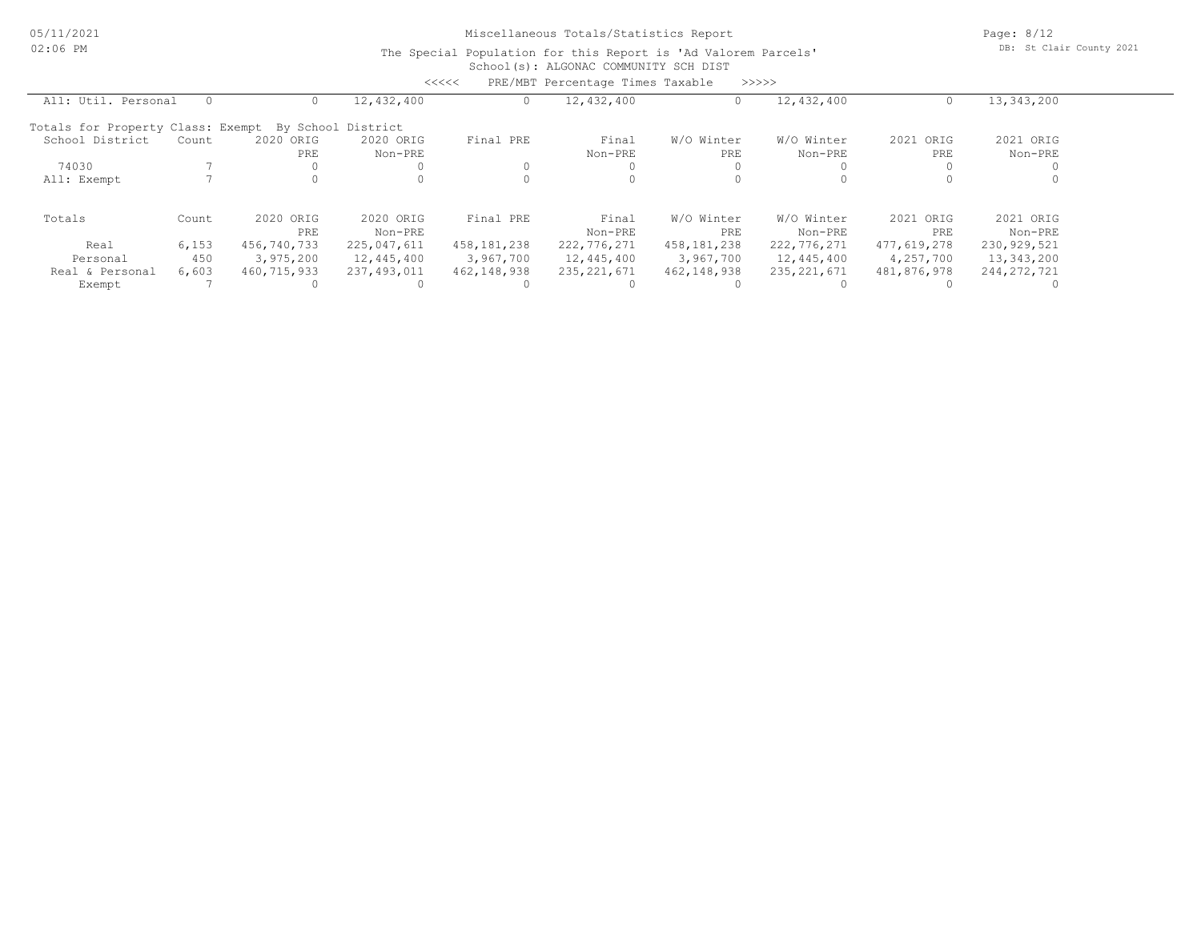Miscellaneous Totals/Statistics Report

The Special Population for this Report is 'Ad Valorem Parcels'

School(s): ALGONAC COMMUNITY SCH DIST

<<<<< PRE/MBT Percentage Times Taxable >>>>>

| All: Util. Personal | 0 | 0 | 12,432,400 | 0 | 12,432,400 | 0 | 12,432,400 | 0 | 13,343,200 |
|---|---|---|---|---|---|---|---|---|---|

Totals for Property Class: Exempt By School District

| School District | Count | 2020 ORIG PRE | 2020 ORIG Non-PRE | Final PRE | Final Non-PRE | W/O Winter PRE | W/O Winter Non-PRE | 2021 ORIG PRE | 2021 ORIG Non-PRE |
|---|---|---|---|---|---|---|---|---|---|
| 74030 | 7 | 0 | 0 | 0 | 0 | 0 | 0 | 0 | 0 |
| All: Exempt | 7 | 0 | 0 | 0 | 0 | 0 | 0 | 0 | 0 |

| Totals | Count | 2020 ORIG PRE | 2020 ORIG Non-PRE | Final PRE | Final Non-PRE | W/O Winter PRE | W/O Winter Non-PRE | 2021 ORIG PRE | 2021 ORIG Non-PRE |
|---|---|---|---|---|---|---|---|---|---|
| Real | 6,153 | 456,740,733 | 225,047,611 | 458,181,238 | 222,776,271 | 458,181,238 | 222,776,271 | 477,619,278 | 230,929,521 |
| Personal | 450 | 3,975,200 | 12,445,400 | 3,967,700 | 12,445,400 | 3,967,700 | 12,445,400 | 4,257,700 | 13,343,200 |
| Real & Personal | 6,603 | 460,715,933 | 237,493,011 | 462,148,938 | 235,221,671 | 462,148,938 | 235,221,671 | 481,876,978 | 244,272,721 |
| Exempt | 7 | 0 | 0 | 0 | 0 | 0 | 0 | 0 | 0 |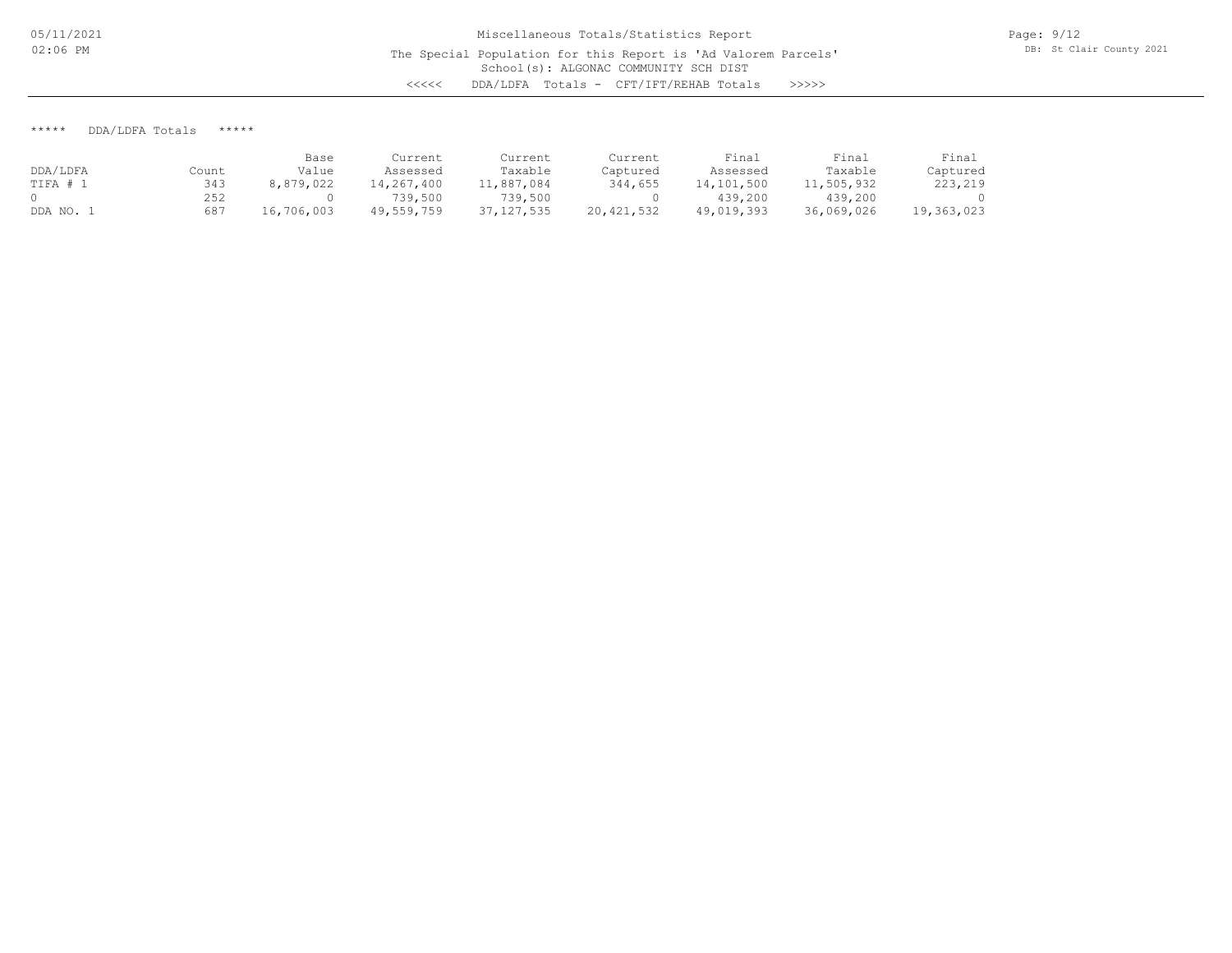Miscellaneous Totals/Statistics Report

The Special Population for this Report is 'Ad Valorem Parcels'

School(s): ALGONAC COMMUNITY SCH DIST

<<<<< DDA/LDFA Totals - CFT/IFT/REHAB Totals >>>>>

***** DDA/LDFA Totals *****

| DDA/LDFA | Count | Base Value | Current Assessed | Current Taxable | Current Captured | Final Assessed | Final Taxable | Final Captured |
|---|---|---|---|---|---|---|---|---|
| TIFA # 1 | 343 | 8,879,022 | 14,267,400 | 11,887,084 | 344,655 | 14,101,500 | 11,505,932 | 223,219 |
| 0 | 252 | 0 | 739,500 | 739,500 | 0 | 439,200 | 439,200 | 0 |
| DDA NO. 1 | 687 | 16,706,003 | 49,559,759 | 37,127,535 | 20,421,532 | 49,019,393 | 36,069,026 | 19,363,023 |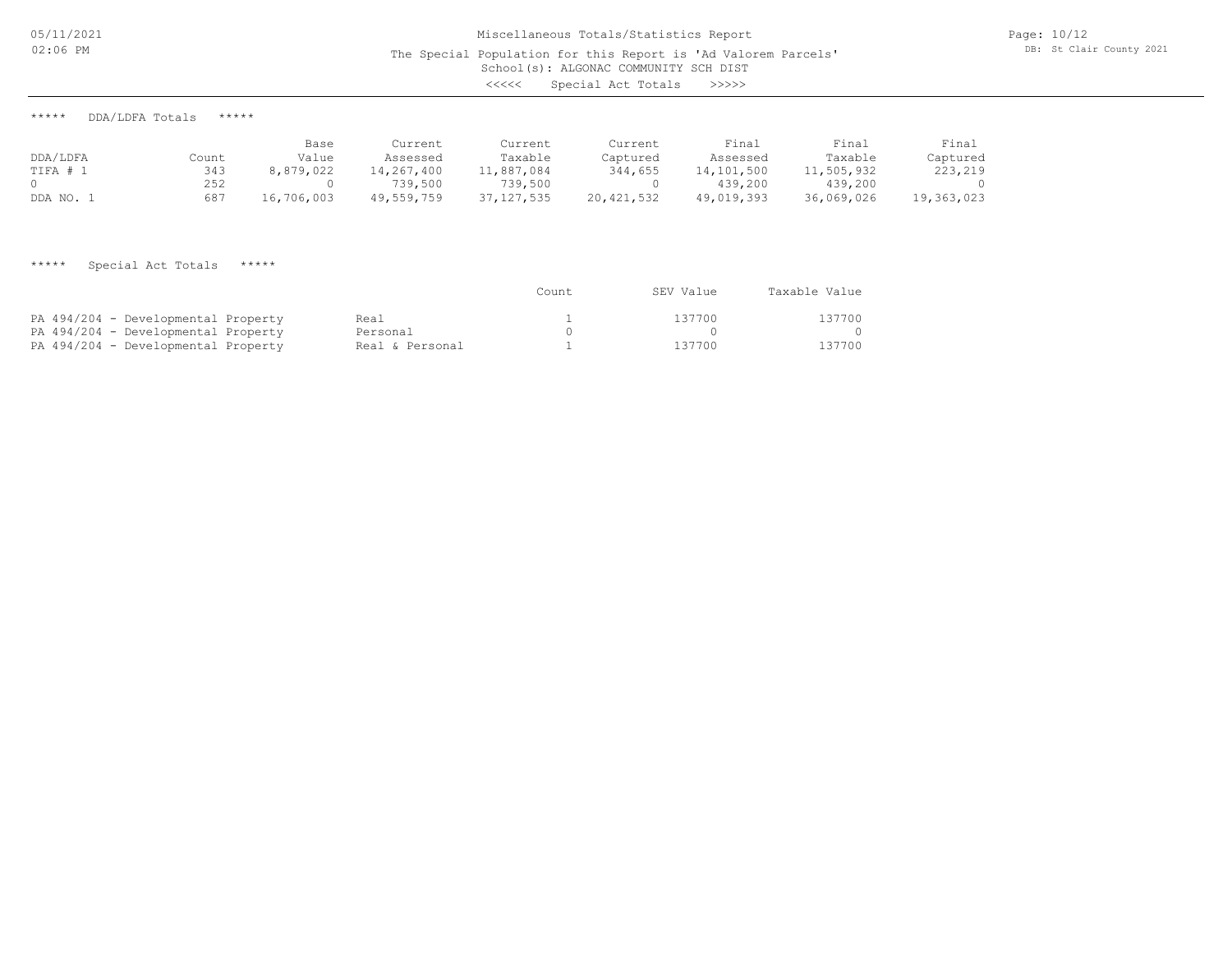Miscellaneous Totals/Statistics Report

The Special Population for this Report is 'Ad Valorem Parcels'

School(s): ALGONAC COMMUNITY SCH DIST

<<<<< Special Act Totals >>>>>

***** DDA/LDFA Totals *****

| DDA/LDFA | Count | Base Value | Current Assessed | Current Taxable | Current Captured | Final Assessed | Final Taxable | Final Captured |
|---|---|---|---|---|---|---|---|---|
| TIFA # 1 | 343 | 8,879,022 | 14,267,400 | 11,887,084 | 344,655 | 14,101,500 | 11,505,932 | 223,219 |
| 0 | 252 | 0 | 739,500 | 739,500 | 0 | 439,200 | 439,200 | 0 |
| DDA NO. 1 | 687 | 16,706,003 | 49,559,759 | 37,127,535 | 20,421,532 | 49,019,393 | 36,069,026 | 19,363,023 |

***** Special Act Totals *****

| | | Count | SEV Value | Taxable Value |
|---|---|---|---|---|
| PA 494/204 - Developmental Property | Real | 1 | 137700 | 137700 |
| PA 494/204 - Developmental Property | Personal | 0 | 0 | 0 |
| PA 494/204 - Developmental Property | Real & Personal | 1 | 137700 | 137700 |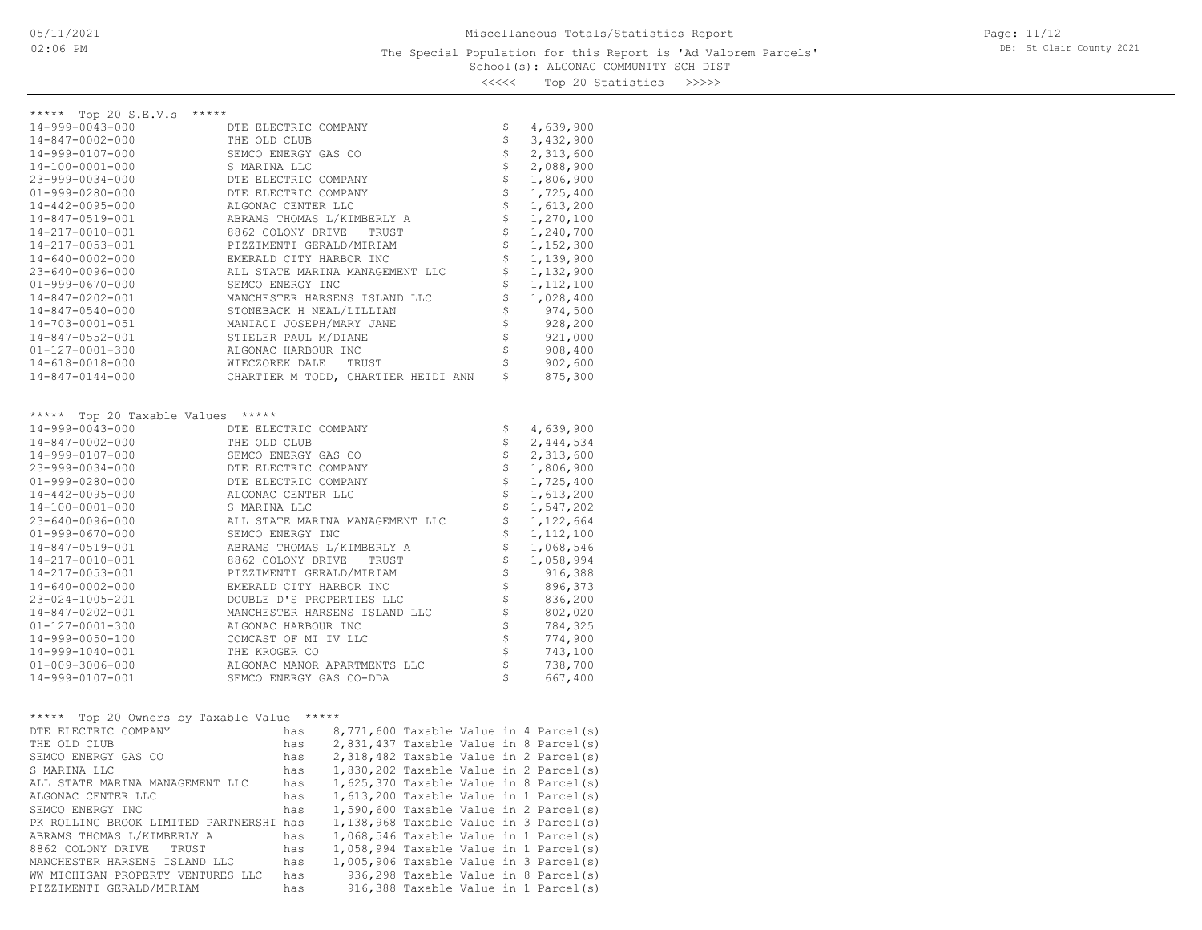# Miscellaneous Totals/Statistics Report

The Special Population for this Report is 'Ad Valorem Parcels'

School(s): ALGONAC COMMUNITY SCH DIST

<<<<< Top 20 Statistics >>>>>

## ***** Top 20 S.E.V.s *****

| Parcel | Owner | S.E.V. |
|---|---|---|
| 14-999-0043-000 | DTE ELECTRIC COMPANY | $ 4,639,900 |
| 14-847-0002-000 | THE OLD CLUB | $ 3,432,900 |
| 14-999-0107-000 | SEMCO ENERGY GAS CO | $ 2,313,600 |
| 14-100-0001-000 | S MARINA LLC | $ 2,088,900 |
| 23-999-0034-000 | DTE ELECTRIC COMPANY | $ 1,806,900 |
| 01-999-0280-000 | DTE ELECTRIC COMPANY | $ 1,725,400 |
| 14-442-0095-000 | ALGONAC CENTER LLC | $ 1,613,200 |
| 14-847-0519-001 | ABRAMS THOMAS L/KIMBERLY A | $ 1,270,100 |
| 14-217-0010-001 | 8862 COLONY DRIVE TRUST | $ 1,240,700 |
| 14-217-0053-001 | PIZZIMENTI GERALD/MIRIAM | $ 1,152,300 |
| 14-640-0002-000 | EMERALD CITY HARBOR INC | $ 1,139,900 |
| 23-640-0096-000 | ALL STATE MARINA MANAGEMENT LLC | $ 1,132,900 |
| 01-999-0670-000 | SEMCO ENERGY INC | $ 1,112,100 |
| 14-847-0202-001 | MANCHESTER HARSENS ISLAND LLC | $ 1,028,400 |
| 14-847-0540-000 | STONEBACK H NEAL/LILLIAN | $ 974,500 |
| 14-703-0001-051 | MANIACI JOSEPH/MARY JANE | $ 928,200 |
| 14-847-0552-001 | STIELER PAUL M/DIANE | $ 921,000 |
| 01-127-0001-300 | ALGONAC HARBOUR INC | $ 908,400 |
| 14-618-0018-000 | WIECZOREK DALE TRUST | $ 902,600 |
| 14-847-0144-000 | CHARTIER M TODD, CHARTIER HEIDI ANN | $ 875,300 |

## ***** Top 20 Taxable Values *****

| Parcel | Owner | Taxable Value |
|---|---|---|
| 14-999-0043-000 | DTE ELECTRIC COMPANY | $ 4,639,900 |
| 14-847-0002-000 | THE OLD CLUB | $ 2,444,534 |
| 14-999-0107-000 | SEMCO ENERGY GAS CO | $ 2,313,600 |
| 23-999-0034-000 | DTE ELECTRIC COMPANY | $ 1,806,900 |
| 01-999-0280-000 | DTE ELECTRIC COMPANY | $ 1,725,400 |
| 14-442-0095-000 | ALGONAC CENTER LLC | $ 1,613,200 |
| 14-100-0001-000 | S MARINA LLC | $ 1,547,202 |
| 23-640-0096-000 | ALL STATE MARINA MANAGEMENT LLC | $ 1,122,664 |
| 01-999-0670-000 | SEMCO ENERGY INC | $ 1,112,100 |
| 14-847-0519-001 | ABRAMS THOMAS L/KIMBERLY A | $ 1,068,546 |
| 14-217-0010-001 | 8862 COLONY DRIVE TRUST | $ 1,058,994 |
| 14-217-0053-001 | PIZZIMENTI GERALD/MIRIAM | $ 916,388 |
| 14-640-0002-000 | EMERALD CITY HARBOR INC | $ 896,373 |
| 23-024-1005-201 | DOUBLE D'S PROPERTIES LLC | $ 836,200 |
| 14-847-0202-001 | MANCHESTER HARSENS ISLAND LLC | $ 802,020 |
| 01-127-0001-300 | ALGONAC HARBOUR INC | $ 784,325 |
| 14-999-0050-100 | COMCAST OF MI IV LLC | $ 774,900 |
| 14-999-1040-001 | THE KROGER CO | $ 743,100 |
| 01-009-3006-000 | ALGONAC MANOR APARTMENTS LLC | $ 738,700 |
| 14-999-0107-001 | SEMCO ENERGY GAS CO-DDA | $ 667,400 |

## ***** Top 20 Owners by Taxable Value *****

| Owner | | Taxable Value | Parcel(s) |
|---|---|---|---|
| DTE ELECTRIC COMPANY | has | 8,771,600 Taxable Value | in 4 Parcel(s) |
| THE OLD CLUB | has | 2,831,437 Taxable Value | in 8 Parcel(s) |
| SEMCO ENERGY GAS CO | has | 2,318,482 Taxable Value | in 2 Parcel(s) |
| S MARINA LLC | has | 1,830,202 Taxable Value | in 2 Parcel(s) |
| ALL STATE MARINA MANAGEMENT LLC | has | 1,625,370 Taxable Value | in 8 Parcel(s) |
| ALGONAC CENTER LLC | has | 1,613,200 Taxable Value | in 1 Parcel(s) |
| SEMCO ENERGY INC | has | 1,590,600 Taxable Value | in 2 Parcel(s) |
| PK ROLLING BROOK LIMITED PARTNERSHI | has | 1,138,968 Taxable Value | in 3 Parcel(s) |
| ABRAMS THOMAS L/KIMBERLY A | has | 1,068,546 Taxable Value | in 1 Parcel(s) |
| 8862 COLONY DRIVE TRUST | has | 1,058,994 Taxable Value | in 1 Parcel(s) |
| MANCHESTER HARSENS ISLAND LLC | has | 1,005,906 Taxable Value | in 3 Parcel(s) |
| WW MICHIGAN PROPERTY VENTURES LLC | has | 936,298 Taxable Value | in 8 Parcel(s) |
| PIZZIMENTI GERALD/MIRIAM | has | 916,388 Taxable Value | in 1 Parcel(s) |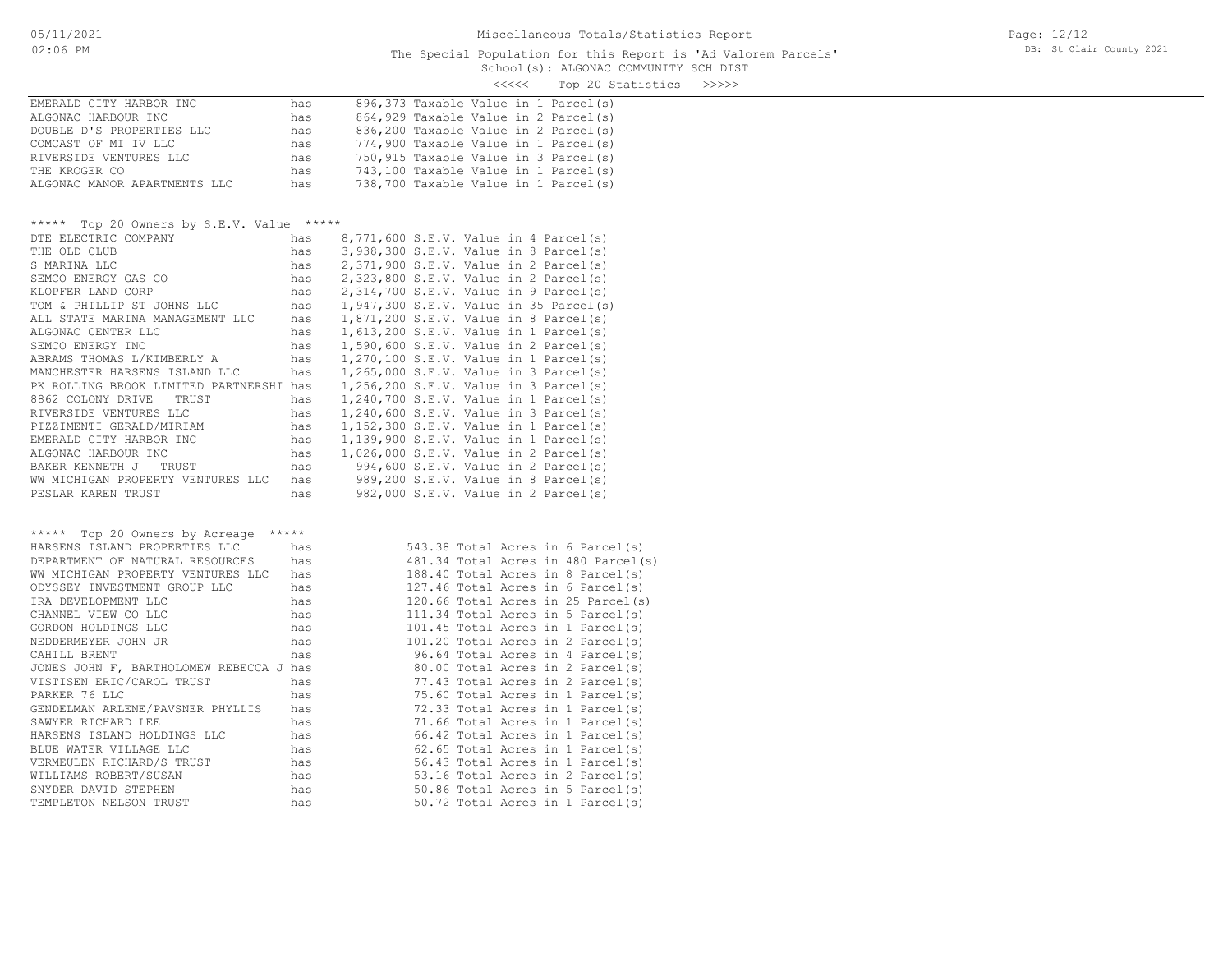Miscellaneous Totals/Statistics Report

The Special Population for this Report is 'Ad Valorem Parcels'

School(s): ALGONAC COMMUNITY SCH DIST

<<<<< Top 20 Statistics >>>>>

| | | |
|---|---|---|
| EMERALD CITY HARBOR INC | has | 896,373 Taxable Value in 1 Parcel(s) |
| ALGONAC HARBOUR INC | has | 864,929 Taxable Value in 2 Parcel(s) |
| DOUBLE D'S PROPERTIES LLC | has | 836,200 Taxable Value in 2 Parcel(s) |
| COMCAST OF MI IV LLC | has | 774,900 Taxable Value in 1 Parcel(s) |
| RIVERSIDE VENTURES LLC | has | 750,915 Taxable Value in 3 Parcel(s) |
| THE KROGER CO | has | 743,100 Taxable Value in 1 Parcel(s) |
| ALGONAC MANOR APARTMENTS LLC | has | 738,700 Taxable Value in 1 Parcel(s) |

***** Top 20 Owners by S.E.V. Value *****

| | | |
|---|---|---|
| DTE ELECTRIC COMPANY | has | 8,771,600 S.E.V. Value in 4 Parcel(s) |
| THE OLD CLUB | has | 3,938,300 S.E.V. Value in 8 Parcel(s) |
| S MARINA LLC | has | 2,371,900 S.E.V. Value in 2 Parcel(s) |
| SEMCO ENERGY GAS CO | has | 2,323,800 S.E.V. Value in 2 Parcel(s) |
| KLOPFER LAND CORP | has | 2,314,700 S.E.V. Value in 9 Parcel(s) |
| TOM & PHILLIP ST JOHNS LLC | has | 1,947,300 S.E.V. Value in 35 Parcel(s) |
| ALL STATE MARINA MANAGEMENT LLC | has | 1,871,200 S.E.V. Value in 8 Parcel(s) |
| ALGONAC CENTER LLC | has | 1,613,200 S.E.V. Value in 1 Parcel(s) |
| SEMCO ENERGY INC | has | 1,590,600 S.E.V. Value in 2 Parcel(s) |
| ABRAMS THOMAS L/KIMBERLY A | has | 1,270,100 S.E.V. Value in 1 Parcel(s) |
| MANCHESTER HARSENS ISLAND LLC | has | 1,265,000 S.E.V. Value in 3 Parcel(s) |
| PK ROLLING BROOK LIMITED PARTNERSHI | has | 1,256,200 S.E.V. Value in 3 Parcel(s) |
| 8862 COLONY DRIVE TRUST | has | 1,240,700 S.E.V. Value in 1 Parcel(s) |
| RIVERSIDE VENTURES LLC | has | 1,240,600 S.E.V. Value in 3 Parcel(s) |
| PIZZIMENTI GERALD/MIRIAM | has | 1,152,300 S.E.V. Value in 1 Parcel(s) |
| EMERALD CITY HARBOR INC | has | 1,139,900 S.E.V. Value in 1 Parcel(s) |
| ALGONAC HARBOUR INC | has | 1,026,000 S.E.V. Value in 2 Parcel(s) |
| BAKER KENNETH J TRUST | has | 994,600 S.E.V. Value in 2 Parcel(s) |
| WW MICHIGAN PROPERTY VENTURES LLC | has | 989,200 S.E.V. Value in 8 Parcel(s) |
| PESLAR KAREN TRUST | has | 982,000 S.E.V. Value in 2 Parcel(s) |

***** Top 20 Owners by Acreage *****

| | | |
|---|---|---|
| HARSENS ISLAND PROPERTIES LLC | has | 543.38 Total Acres in 6 Parcel(s) |
| DEPARTMENT OF NATURAL RESOURCES | has | 481.34 Total Acres in 480 Parcel(s) |
| WW MICHIGAN PROPERTY VENTURES LLC | has | 188.40 Total Acres in 8 Parcel(s) |
| ODYSSEY INVESTMENT GROUP LLC | has | 127.46 Total Acres in 6 Parcel(s) |
| IRA DEVELOPMENT LLC | has | 120.66 Total Acres in 25 Parcel(s) |
| CHANNEL VIEW CO LLC | has | 111.34 Total Acres in 5 Parcel(s) |
| GORDON HOLDINGS LLC | has | 101.45 Total Acres in 1 Parcel(s) |
| NEDDERMEYER JOHN JR | has | 101.20 Total Acres in 2 Parcel(s) |
| CAHILL BRENT | has | 96.64 Total Acres in 4 Parcel(s) |
| JONES JOHN F, BARTHOLOMEW REBECCA J | has | 80.00 Total Acres in 2 Parcel(s) |
| VISTISEN ERIC/CAROL TRUST | has | 77.43 Total Acres in 2 Parcel(s) |
| PARKER 76 LLC | has | 75.60 Total Acres in 1 Parcel(s) |
| GENDELMAN ARLENE/PAVSNER PHYLLIS | has | 72.33 Total Acres in 1 Parcel(s) |
| SAWYER RICHARD LEE | has | 71.66 Total Acres in 1 Parcel(s) |
| HARSENS ISLAND HOLDINGS LLC | has | 66.42 Total Acres in 1 Parcel(s) |
| BLUE WATER VILLAGE LLC | has | 62.65 Total Acres in 1 Parcel(s) |
| VERMEULEN RICHARD/S TRUST | has | 56.43 Total Acres in 1 Parcel(s) |
| WILLIAMS ROBERT/SUSAN | has | 53.16 Total Acres in 2 Parcel(s) |
| SNYDER DAVID STEPHEN | has | 50.86 Total Acres in 5 Parcel(s) |
| TEMPLETON NELSON TRUST | has | 50.72 Total Acres in 1 Parcel(s) |